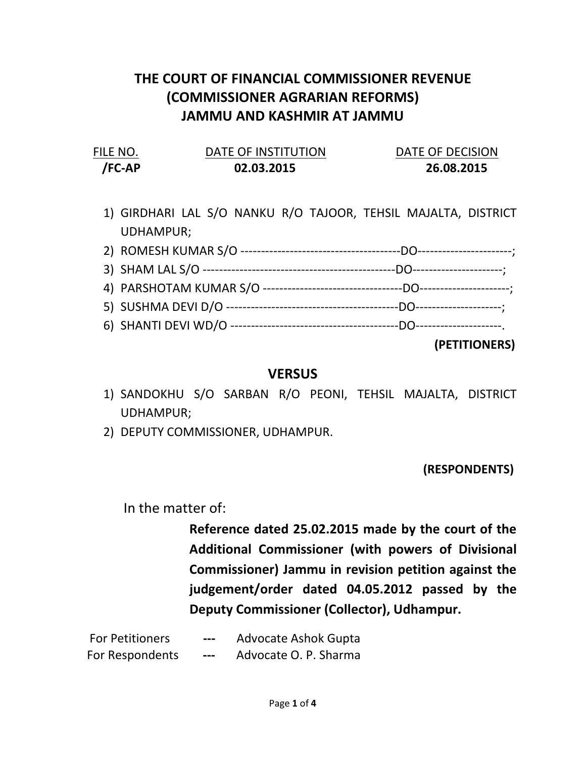# THE COURT OF FINANCIAL COMMISSIONER REVENUE (COMMISSIONER AGRARIAN REFORMS) JAMMU AND KASHMIR AT JAMMU

| FILE NO. | DATE OF INSTITUTION | DATE OF DECISION |
|---|---|---|
| **/FC-AP** | **02.03.2015** | **26.08.2015** |

1) GIRDHARI LAL S/O NANKU R/O TAJOOR, TEHSIL MAJALTA, DISTRICT UDHAMPUR;
2) ROMESH KUMAR S/O --------------------------------------DO----------------------;
3) SHAM LAL S/O ----------------------------------------------DO---------------------;
4) PARSHOTAM KUMAR S/O ---------------------------------DO---------------------;
5) SUSHMA DEVI D/O -----------------------------------------DO--------------------;
6) SHANTI DEVI WD/O ----------------------------------------DO--------------------.

**(PETITIONERS)**

## VERSUS

1) SANDOKHU S/O SARBAN R/O PEONI, TEHSIL MAJALTA, DISTRICT UDHAMPUR;
2) DEPUTY COMMISSIONER, UDHAMPUR.

**(RESPONDENTS)**

In the matter of:

**Reference dated 25.02.2015 made by the court of the Additional Commissioner (with powers of Divisional Commissioner) Jammu in revision petition against the judgement/order dated 04.05.2012 passed by the Deputy Commissioner (Collector), Udhampur.**

For Petitioners --- Advocate Ashok Gupta
For Respondents --- Advocate O. P. Sharma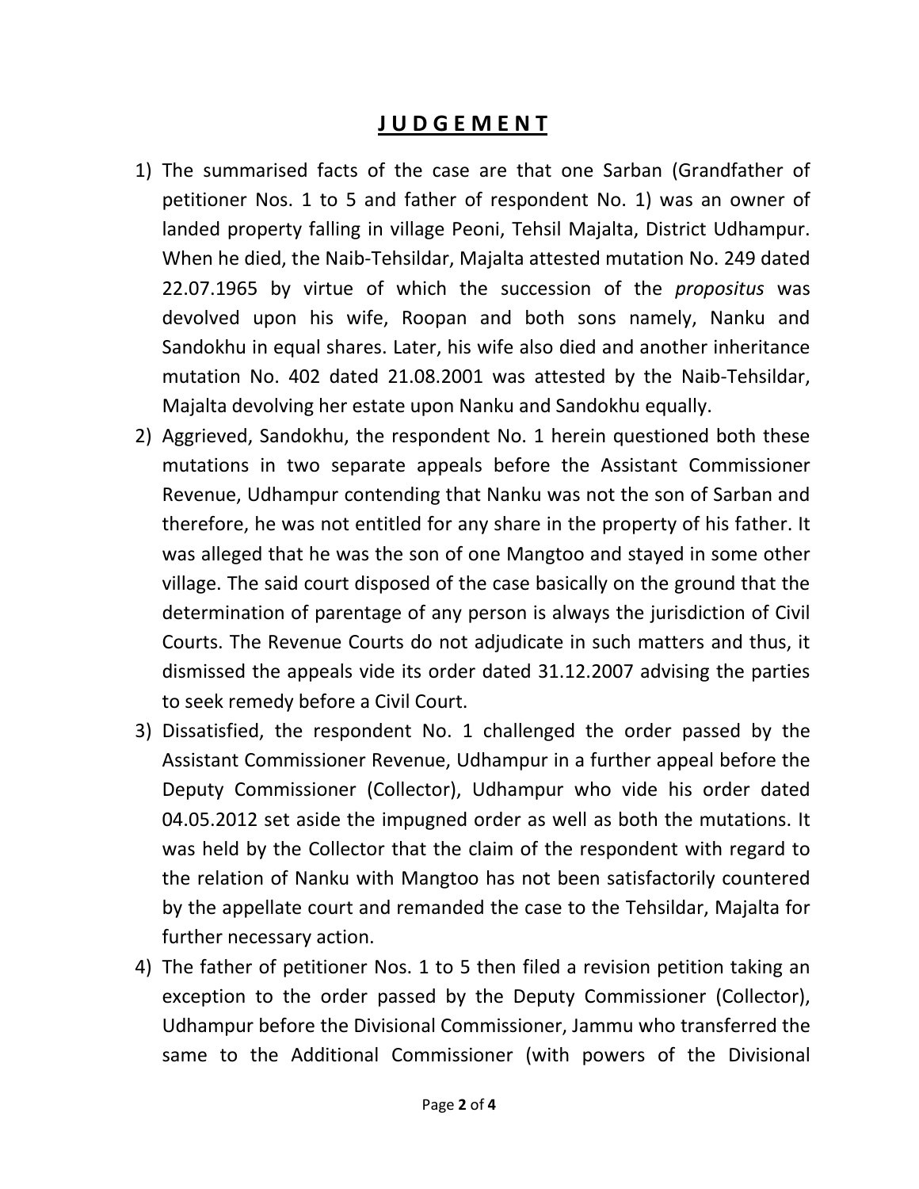# **J U D G E M E N T**

1) The summarised facts of the case are that one Sarban (Grandfather of petitioner Nos. 1 to 5 and father of respondent No. 1) was an owner of landed property falling in village Peoni, Tehsil Majalta, District Udhampur. When he died, the Naib-Tehsildar, Majalta attested mutation No. 249 dated 22.07.1965 by virtue of which the succession of the *propositus* was devolved upon his wife, Roopan and both sons namely, Nanku and Sandokhu in equal shares. Later, his wife also died and another inheritance mutation No. 402 dated 21.08.2001 was attested by the Naib-Tehsildar, Majalta devolving her estate upon Nanku and Sandokhu equally.
2) Aggrieved, Sandokhu, the respondent No. 1 herein questioned both these mutations in two separate appeals before the Assistant Commissioner Revenue, Udhampur contending that Nanku was not the son of Sarban and therefore, he was not entitled for any share in the property of his father. It was alleged that he was the son of one Mangtoo and stayed in some other village. The said court disposed of the case basically on the ground that the determination of parentage of any person is always the jurisdiction of Civil Courts. The Revenue Courts do not adjudicate in such matters and thus, it dismissed the appeals vide its order dated 31.12.2007 advising the parties to seek remedy before a Civil Court.
3) Dissatisfied, the respondent No. 1 challenged the order passed by the Assistant Commissioner Revenue, Udhampur in a further appeal before the Deputy Commissioner (Collector), Udhampur who vide his order dated 04.05.2012 set aside the impugned order as well as both the mutations. It was held by the Collector that the claim of the respondent with regard to the relation of Nanku with Mangtoo has not been satisfactorily countered by the appellate court and remanded the case to the Tehsildar, Majalta for further necessary action.
4) The father of petitioner Nos. 1 to 5 then filed a revision petition taking an exception to the order passed by the Deputy Commissioner (Collector), Udhampur before the Divisional Commissioner, Jammu who transferred the same to the Additional Commissioner (with powers of the Divisional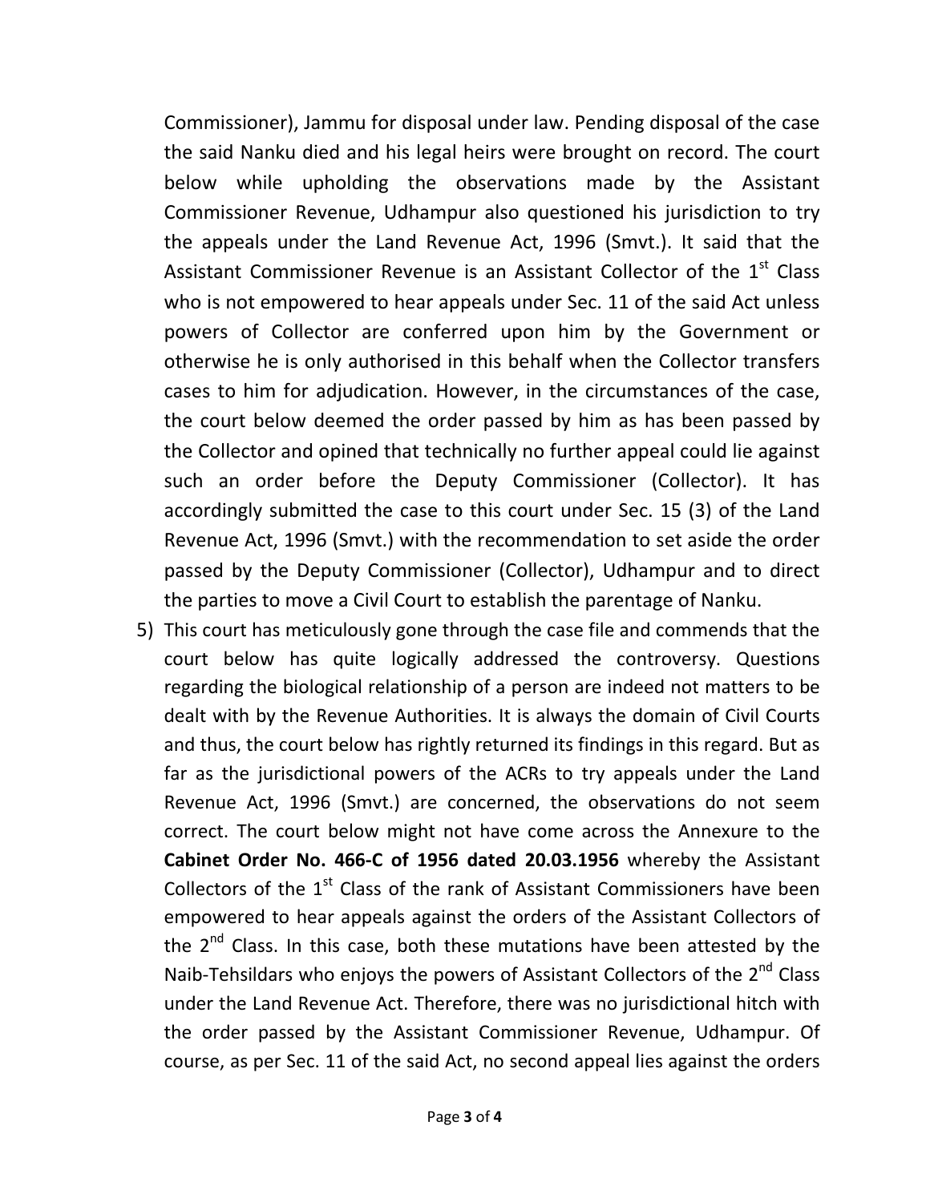Commissioner), Jammu for disposal under law. Pending disposal of the case the said Nanku died and his legal heirs were brought on record. The court below while upholding the observations made by the Assistant Commissioner Revenue, Udhampur also questioned his jurisdiction to try the appeals under the Land Revenue Act, 1996 (Smvt.). It said that the Assistant Commissioner Revenue is an Assistant Collector of the 1st Class who is not empowered to hear appeals under Sec. 11 of the said Act unless powers of Collector are conferred upon him by the Government or otherwise he is only authorised in this behalf when the Collector transfers cases to him for adjudication. However, in the circumstances of the case, the court below deemed the order passed by him as has been passed by the Collector and opined that technically no further appeal could lie against such an order before the Deputy Commissioner (Collector). It has accordingly submitted the case to this court under Sec. 15 (3) of the Land Revenue Act, 1996 (Smvt.) with the recommendation to set aside the order passed by the Deputy Commissioner (Collector), Udhampur and to direct the parties to move a Civil Court to establish the parentage of Nanku.

5) This court has meticulously gone through the case file and commends that the court below has quite logically addressed the controversy. Questions regarding the biological relationship of a person are indeed not matters to be dealt with by the Revenue Authorities. It is always the domain of Civil Courts and thus, the court below has rightly returned its findings in this regard. But as far as the jurisdictional powers of the ACRs to try appeals under the Land Revenue Act, 1996 (Smvt.) are concerned, the observations do not seem correct. The court below might not have come across the Annexure to the **Cabinet Order No. 466-C of 1956 dated 20.03.1956** whereby the Assistant Collectors of the 1st Class of the rank of Assistant Commissioners have been empowered to hear appeals against the orders of the Assistant Collectors of the 2nd Class. In this case, both these mutations have been attested by the Naib-Tehsildars who enjoys the powers of Assistant Collectors of the 2nd Class under the Land Revenue Act. Therefore, there was no jurisdictional hitch with the order passed by the Assistant Commissioner Revenue, Udhampur. Of course, as per Sec. 11 of the said Act, no second appeal lies against the orders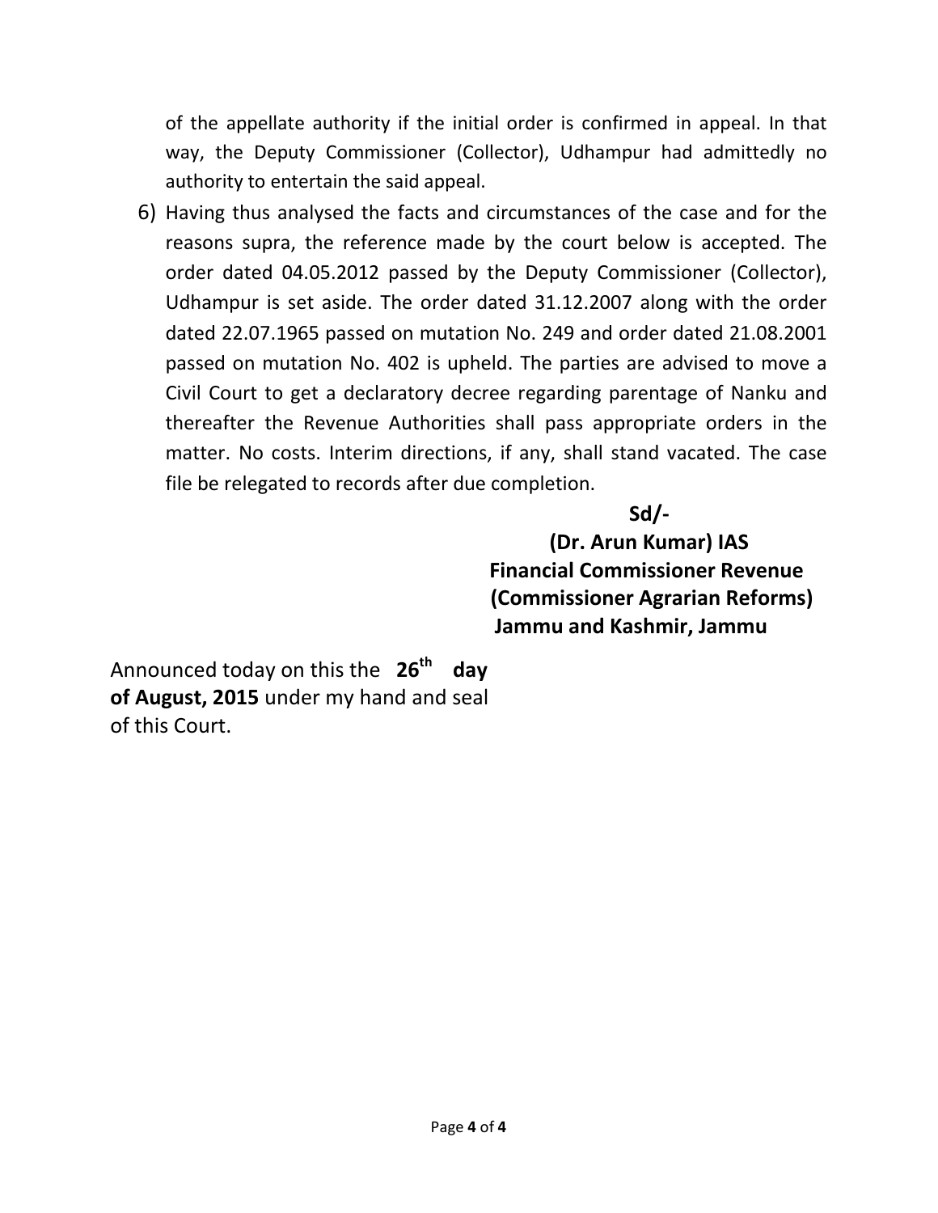of the appellate authority if the initial order is confirmed in appeal. In that way, the Deputy Commissioner (Collector), Udhampur had admittedly no authority to entertain the said appeal.

6) Having thus analysed the facts and circumstances of the case and for the reasons supra, the reference made by the court below is accepted. The order dated 04.05.2012 passed by the Deputy Commissioner (Collector), Udhampur is set aside. The order dated 31.12.2007 along with the order dated 22.07.1965 passed on mutation No. 249 and order dated 21.08.2001 passed on mutation No. 402 is upheld. The parties are advised to move a Civil Court to get a declaratory decree regarding parentage of Nanku and thereafter the Revenue Authorities shall pass appropriate orders in the matter. No costs. Interim directions, if any, shall stand vacated. The case file be relegated to records after due completion.

**Sd/-**

**(Dr. Arun Kumar) IAS**
**Financial Commissioner Revenue**
**(Commissioner Agrarian Reforms)**
**Jammu and Kashmir, Jammu**

Announced today on this the **26th day of August, 2015** under my hand and seal of this Court.